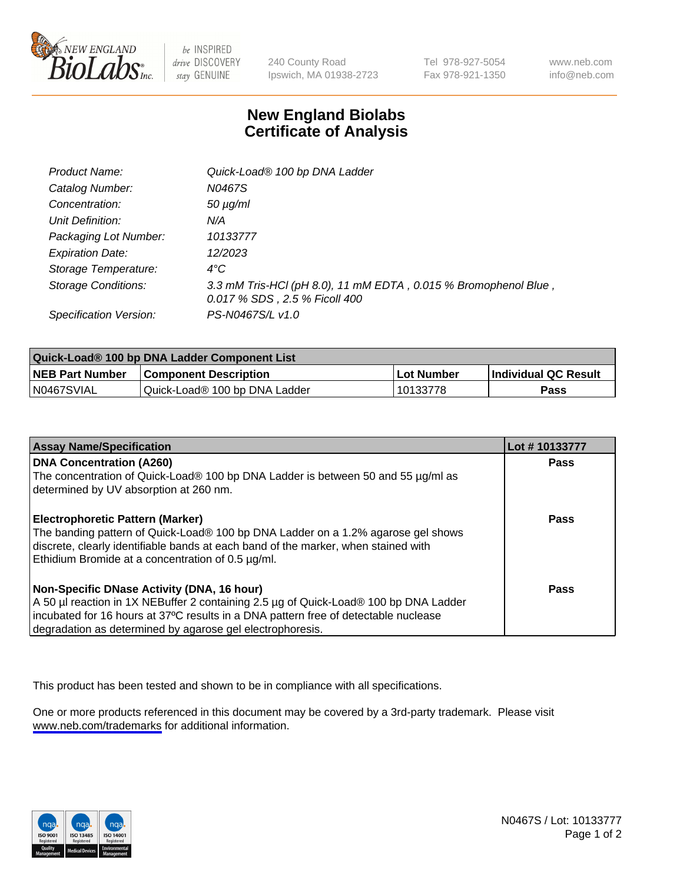New England BioLabs Inc. — be INSPIRED drive DISCOVERY stay GENUINE

240 County Road
Ipswich, MA 01938-2723

Tel 978-927-5054
Fax 978-921-1350

www.neb.com
info@neb.com

# New England Biolabs
# Certificate of Analysis

| | |
|---|---|
| *Product Name:* | *Quick-Load® 100 bp DNA Ladder* |
| *Catalog Number:* | *N0467S* |
| *Concentration:* | *50 µg/ml* |
| *Unit Definition:* | *N/A* |
| *Packaging Lot Number:* | *10133777* |
| *Expiration Date:* | *12/2023* |
| *Storage Temperature:* | *4°C* |
| *Storage Conditions:* | *3.3 mM Tris-HCl (pH 8.0), 11 mM EDTA , 0.015 % Bromophenol Blue , 0.017 % SDS , 2.5 % Ficoll 400* |
| *Specification Version:* | *PS-N0467S/L v1.0* |

| Quick-Load® 100 bp DNA Ladder Component List | | | |
|---|---|---|---|
| **NEB Part Number** | **Component Description** | **Lot Number** | **Individual QC Result** |
| N0467SVIAL | Quick-Load® 100 bp DNA Ladder | 10133778 | **Pass** |

| Assay Name/Specification | Lot # 10133777 |
|---|---|
| **DNA Concentration (A260)**<br>The concentration of Quick-Load® 100 bp DNA Ladder is between 50 and 55 µg/ml as determined by UV absorption at 260 nm. | **Pass** |
| **Electrophoretic Pattern (Marker)**<br>The banding pattern of Quick-Load® 100 bp DNA Ladder on a 1.2% agarose gel shows discrete, clearly identifiable bands at each band of the marker, when stained with Ethidium Bromide at a concentration of 0.5 µg/ml. | **Pass** |
| **Non-Specific DNase Activity (DNA, 16 hour)**<br>A 50 µl reaction in 1X NEBuffer 2 containing 2.5 µg of Quick-Load® 100 bp DNA Ladder incubated for 16 hours at 37ºC results in a DNA pattern free of detectable nuclease degradation as determined by agarose gel electrophoresis. | **Pass** |

This product has been tested and shown to be in compliance with all specifications.

One or more products referenced in this document may be covered by a 3rd-party trademark. Please visit www.neb.com/trademarks for additional information.

ISO 9001 Registered Quality Management | ISO 13485 Registered Medical Devices | ISO 14001 Registered Environmental Management

N0467S / Lot: 10133777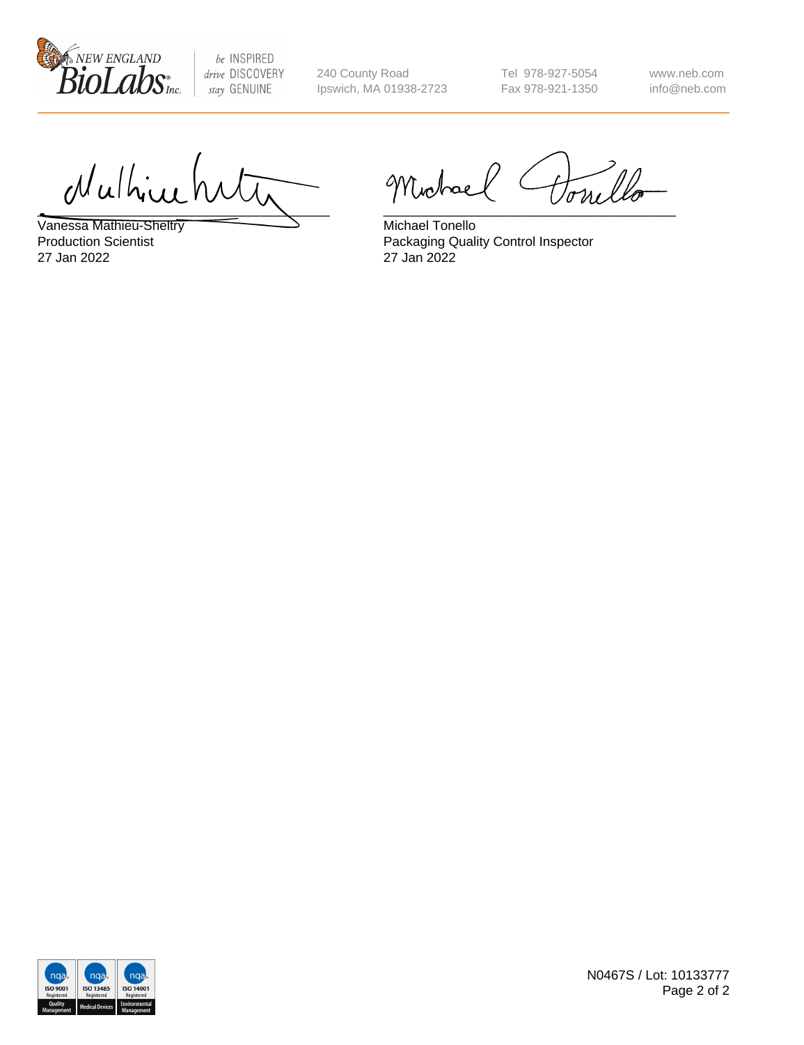240 County Road
Ipswich, MA 01938-2723

Tel 978-927-5054
Fax 978-921-1350

www.neb.com
info@neb.com

Vanessa Mathieu-Sheltry
Production Scientist
27 Jan 2022

Michael Tonello
Packaging Quality Control Inspector
27 Jan 2022

N0467S / Lot: 10133777